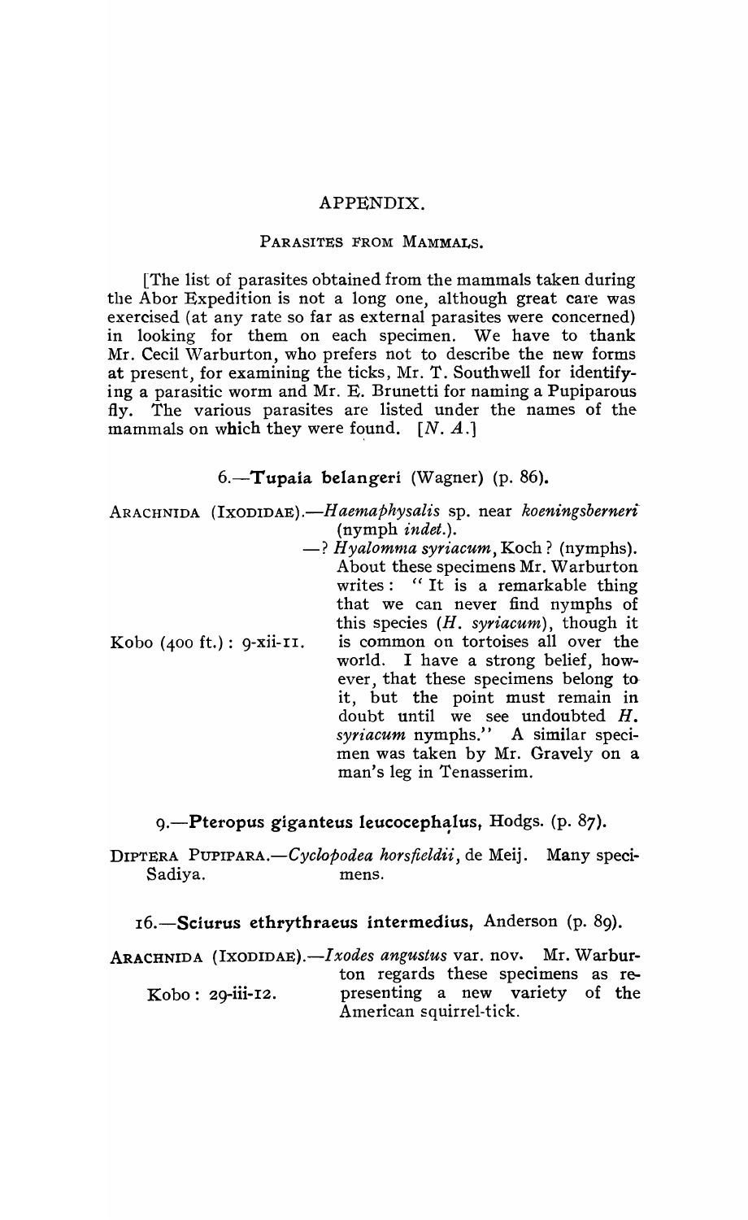# APPENDIX.

## PARASITES FROM MAMMALS.

[The list of parasites obtained from the mammals taken during the Abor Expedition is not a long one, although great care was exercised (at any rate so far as external parasites were concerned) in looking for them on each specimen. We have to thank Mr. Cecil Warburton, who prefers not to describe the new forms at present, for examining the ticks, Mr. T. Southwell for identifying a parasitic worm and Mr. E. Brunetti for naming a Pupiparous fly. The various parasites are listed under the names of the mammals on which they were found. [*N. A.*]

### 6.—**Tupaia belangeri** (Wagner) (p. 86).

ARACHNIDA (IXODIDAE).—*Haemaphysalis* sp. near *koeningsberneri* (nymph *indet.*).

Kobo (400 ft.): 9-xii-11.

—? *Hyalomma syriacum*, Koch ? (nymphs). About these specimens Mr. Warburton writes: "It is a remarkable thing that we can never find nymphs of this species (*H. syriacum*), though it is common on tortoises all over the world. I have a strong belief, however, that these specimens belong to it, but the point must remain in doubt until we see undoubted *H. syriacum* nymphs." A similar specimen was taken by Mr. Gravely on a man's leg in Tenasserim.

### 9.—**Pteropus giganteus leucocephalus**, Hodgs. (p. 87).

DIPTERA PUPIPARA.—*Cyclopodea horsfieldii*, de Meij. Many specimens.

Sadiya.

### 16.—**Sciurus ethrythraeus intermedius**, Anderson (p. 89).

ARACHNIDA (IXODIDAE).—*Ixodes angustus* var. nov. Mr. Warburton regards these specimens as representing a new variety of the American squirrel-tick.

Kobo: 29-iii-12.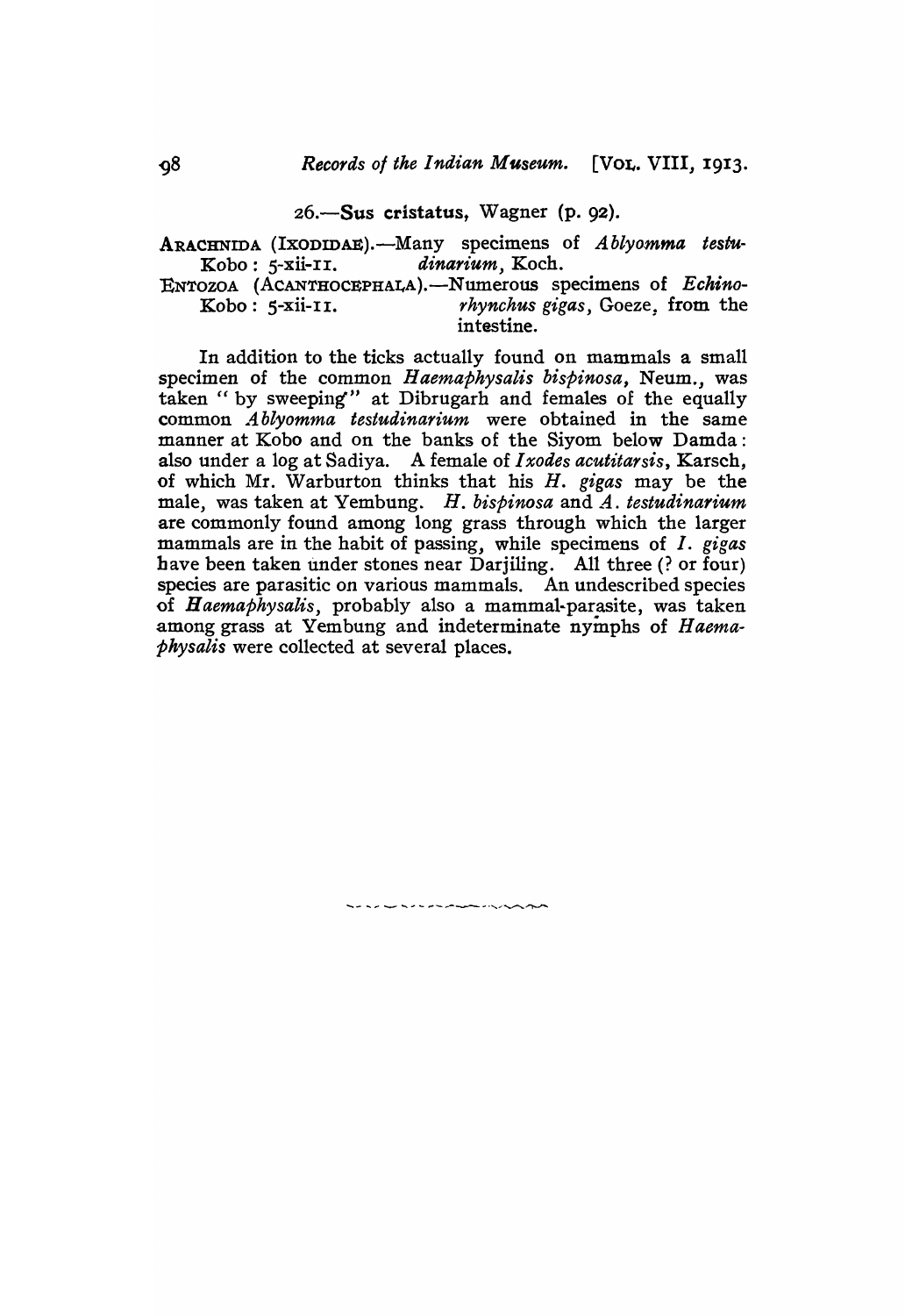26.—**Sus cristatus**, Wagner (p. 92).

ARACHNIDA (IXODIDAE).—Many specimens of *Ablyomma testudinarium*, Koch.
Kobo: 5-xii-11.

ENTOZOA (ACANTHOCEPHALA).—Numerous specimens of *Echinorhynchus gigas*, Goeze, from the intestine.
Kobo: 5-xii-11.

In addition to the ticks actually found on mammals a small specimen of the common *Haemaphysalis bispinosa*, Neum., was taken "by sweeping" at Dibrugarh and females of the equally common *Ablyomma testudinarium* were obtained in the same manner at Kobo and on the banks of the Siyom below Damda: also under a log at Sadiya. A female of *Ixodes acutitarsis*, Karsch, of which Mr. Warburton thinks that his *H. gigas* may be the male, was taken at Yembung. *H. bispinosa* and *A. testudinarium* are commonly found among long grass through which the larger mammals are in the habit of passing, while specimens of *I. gigas* have been taken under stones near Darjiling. All three (? or four) species are parasitic on various mammals. An undescribed species of *Haemaphysalis*, probably also a mammal-parasite, was taken among grass at Yembung and indeterminate nymphs of *Haemaphysalis* were collected at several places.